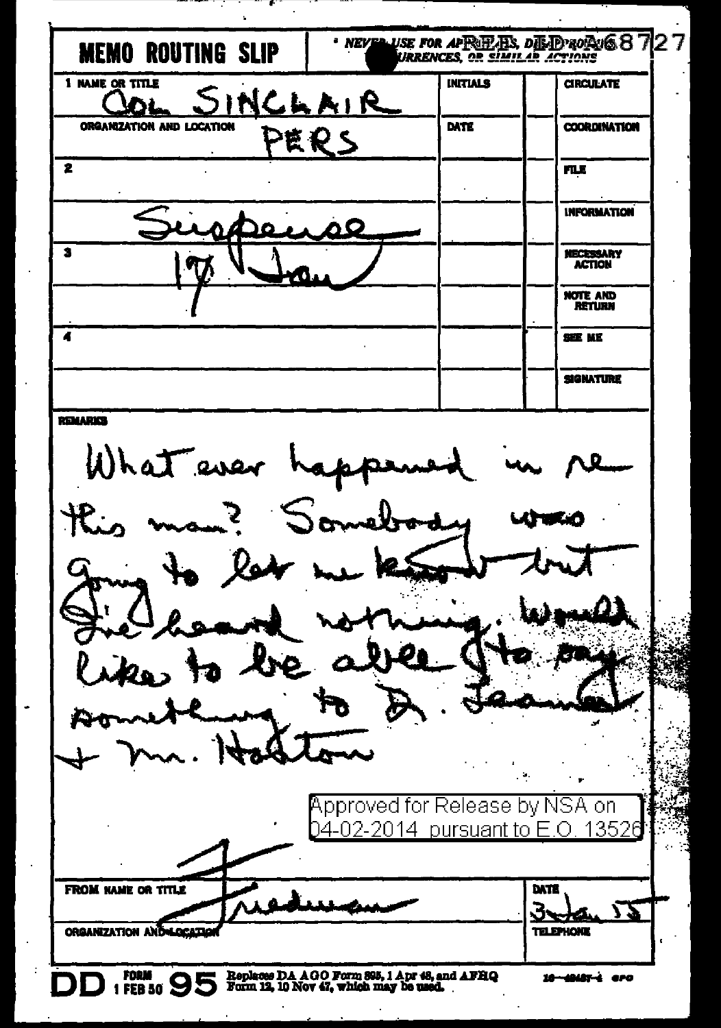# MEMO ROUTING SLIP

* NEVER USE FOR APPROVALS, DISAPPROVALS, CONCURRENCES, OR SIMILAR ACTIONS

REF ID:A68727

| NAME OR TITLE | INITIALS | | |
|---|---|---|---|
| 1 COL SINCLAIR | | | CIRCULATE |
| ORGANIZATION AND LOCATION PERS | DATE | | COORDINATION |
| 2 | | | FILE |
| Suspense | | | INFORMATION |
| 3 17 Jan | | | NECESSARY ACTION |
| | | | NOTE AND RETURN |
| 4 | | | SEE ME |
| | | | SIGNATURE |

REMARKS

What ever happened in re this man? Somebody was going to let me know but I've heard nothing. Would like to be able to say something to D. Jeanne & Mr. Hatton

Approved for Release by NSA on 04-02-2014 pursuant to E.O. 13526

FROM NAME OR TITLE: Friedman

DATE: 3 Jan 55

ORGANIZATION AND LOCATION

TELEPHONE

DD FORM 1 FEB 50 95 Replaces DA AGO Form 895, 1 Apr 48, and AFHQ Form 12, 10 Nov 47, which may be used.

16—48487-4 GPO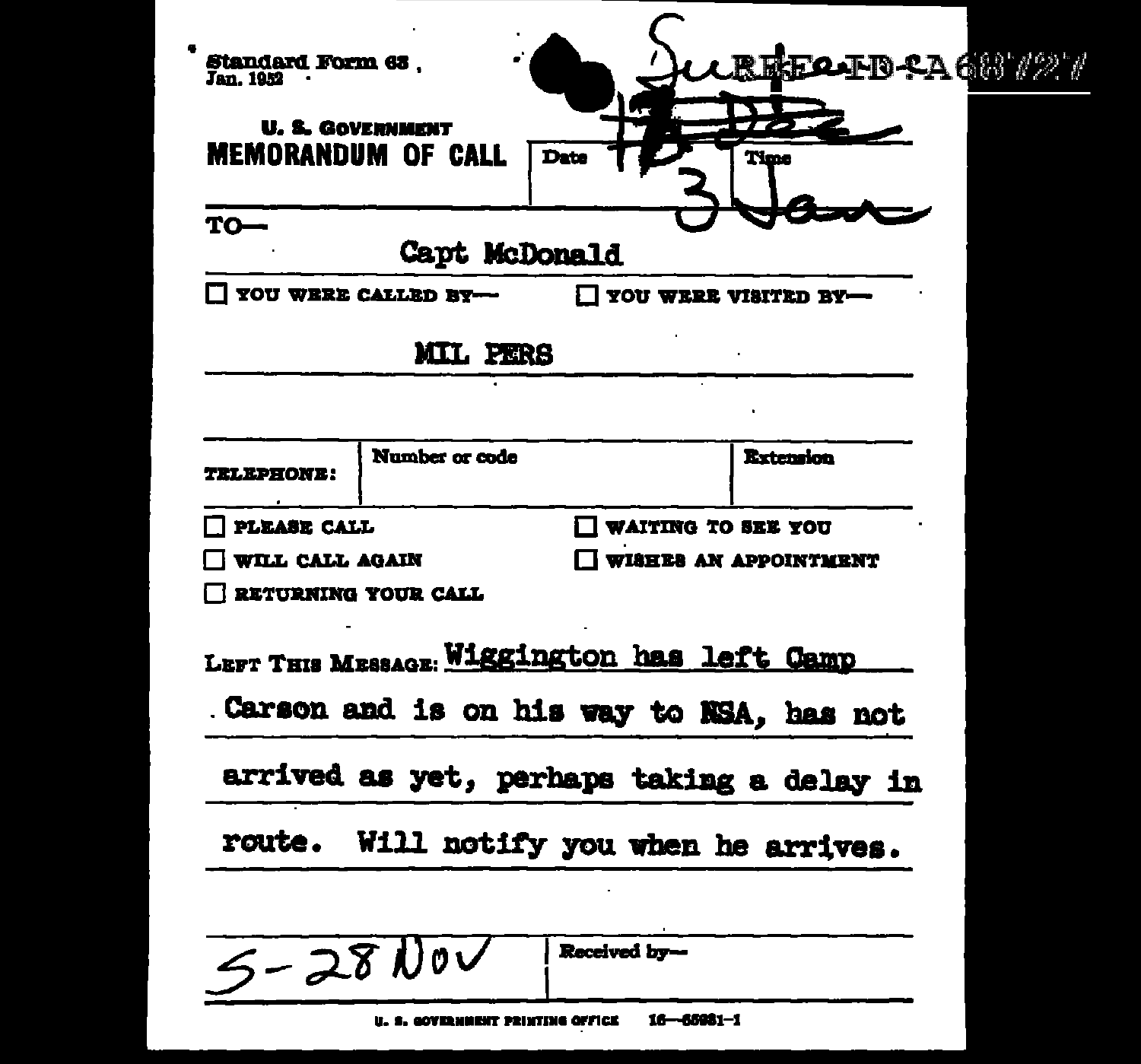Standard Form 63
Jan. 1952

REF ID:A68727

**U. S. GOVERNMENT**

# MEMORANDUM OF CALL

Date: 3 Jan

Time:

TO— Capt McDonald

☐ YOU WERE CALLED BY— ☐ YOU WERE VISITED BY—

MIL PERS

TELEPHONE: Number or code — Extension

☐ PLEASE CALL ☐ WAITING TO SEE YOU

☐ WILL CALL AGAIN ☐ WISHES AN APPOINTMENT

☐ RETURNING YOUR CALL

LEFT THIS MESSAGE: Wiggington has left Camp Carson and is on his way to NSA, has not arrived as yet, perhaps taking a delay in route. Will notify you when he arrives.

S-28 NOV

Received by—

U. S. GOVERNMENT PRINTING OFFICE 16—65681-1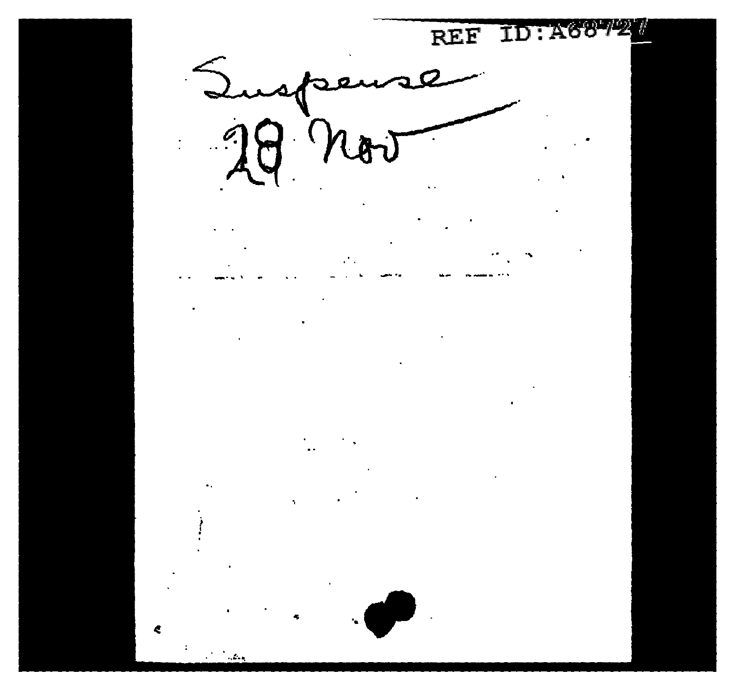REF ID:A68727

Suspense

28 Nov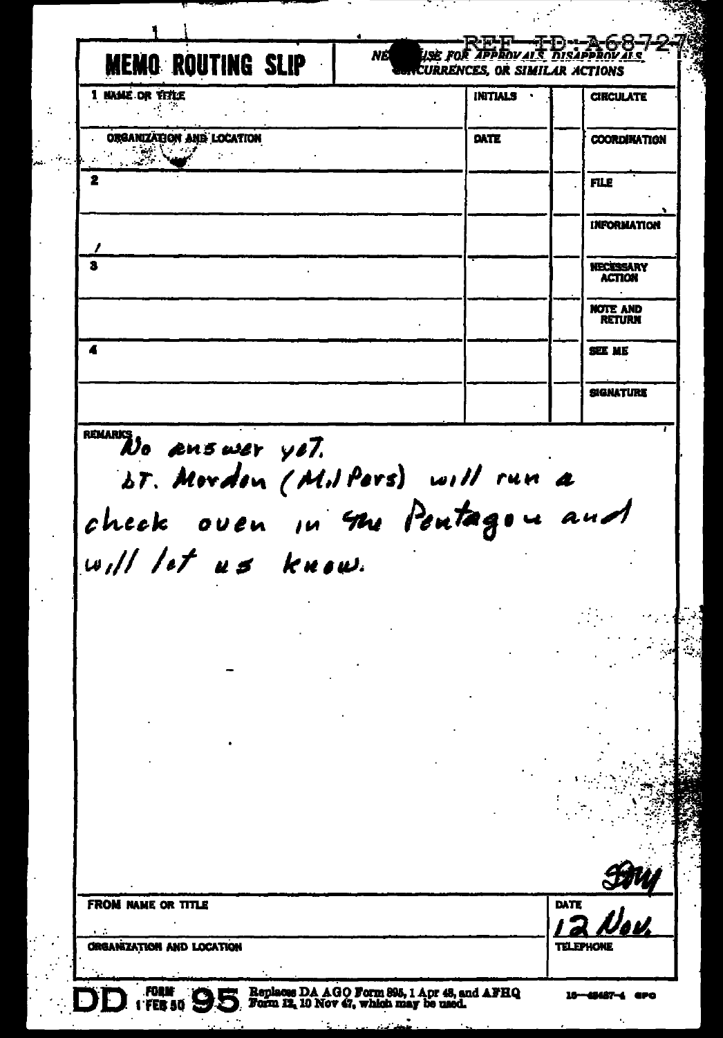# MEMO ROUTING SLIP

NEVER USE FOR APPROVALS, DISAPPROVALS, CONCURRENCES, OR SIMILAR ACTIONS

REF ID:A68727

| 1 NAME OR TITLE | INITIALS | | CIRCULATE |
|---|---|---|---|
| ORGANIZATION AND LOCATION | DATE | | COORDINATION |
| 2 | | | FILE |
| | | | INFORMATION |
| 3 | | | NECESSARY ACTION |
| | | | NOTE AND RETURN |
| 4 | | | SEE ME |
| | | | SIGNATURE |

REMARKS

No answer yet.

Lt. Morden (Mil Pers) will run a check over in the Pentagon and will let us know.

SMY

| FROM NAME OR TITLE | DATE |
|---|---|
| | 12 Nov. |
| ORGANIZATION AND LOCATION | TELEPHONE |
| | |

DD FORM 1 FEB 50 95 Replaces DA AGO Form 895, 1 Apr 48, and AFHQ Form 12, 10 Nov 47, which may be used.

16—48487-4 GPO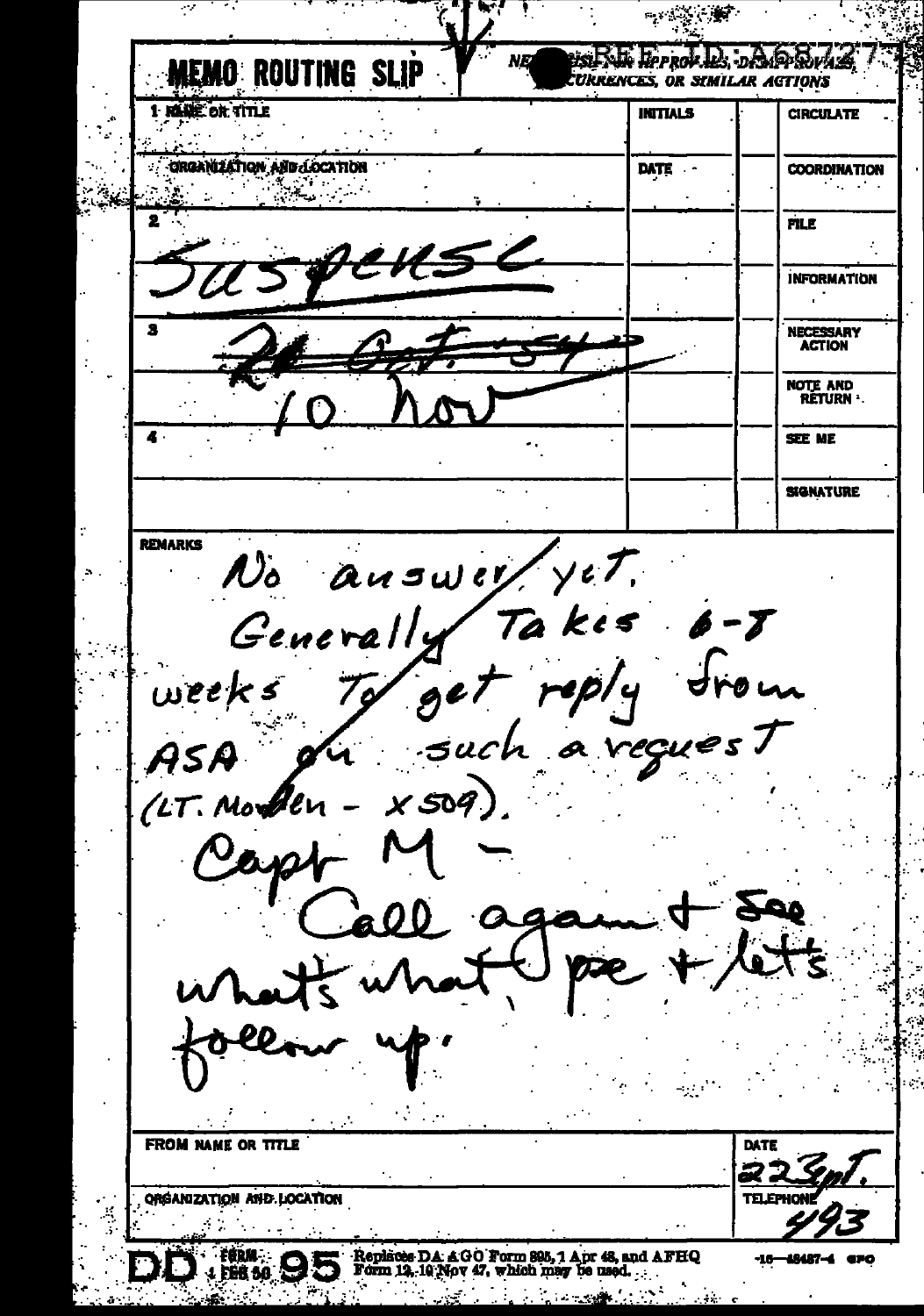# MEMO ROUTING SLIP

NEVER USE FOR APPROVALS, DISAPPROVALS, CONCURRENCES, OR SIMILAR ACTIONS

REF ID:A68727

| | | | |
|---|---|---|---|
| 1 NAME OR TITLE | INITIALS | | CIRCULATE |
| ORGANIZATION AND LOCATION | DATE | | COORDINATION |
| 2 | | | FILE |
| Suspense | | | INFORMATION |
| 3 | | | NECESSARY ACTION |
| ~~24 Oct. 54~~ 10 Nov | | | NOTE AND RETURN |
| 4 | | | SEE ME |
| | | | SIGNATURE |

REMARKS

No answer yet. Generally takes 6-8 weeks to get reply from ASA on such a request (LT. Mowlen - x509).

Capt M -
Call again + see what's what, pse + let's follow up.

FROM NAME OR TITLE

ORGANIZATION AND LOCATION

DATE 22 Sept.

TELEPHONE 493

DD FORM 1 FEB 50 95 Replaces DA AGO Form 895, 1 Apr 48, and AFHQ Form 12, 10 Nov 47, which may be used.

16—48487-4 GPO